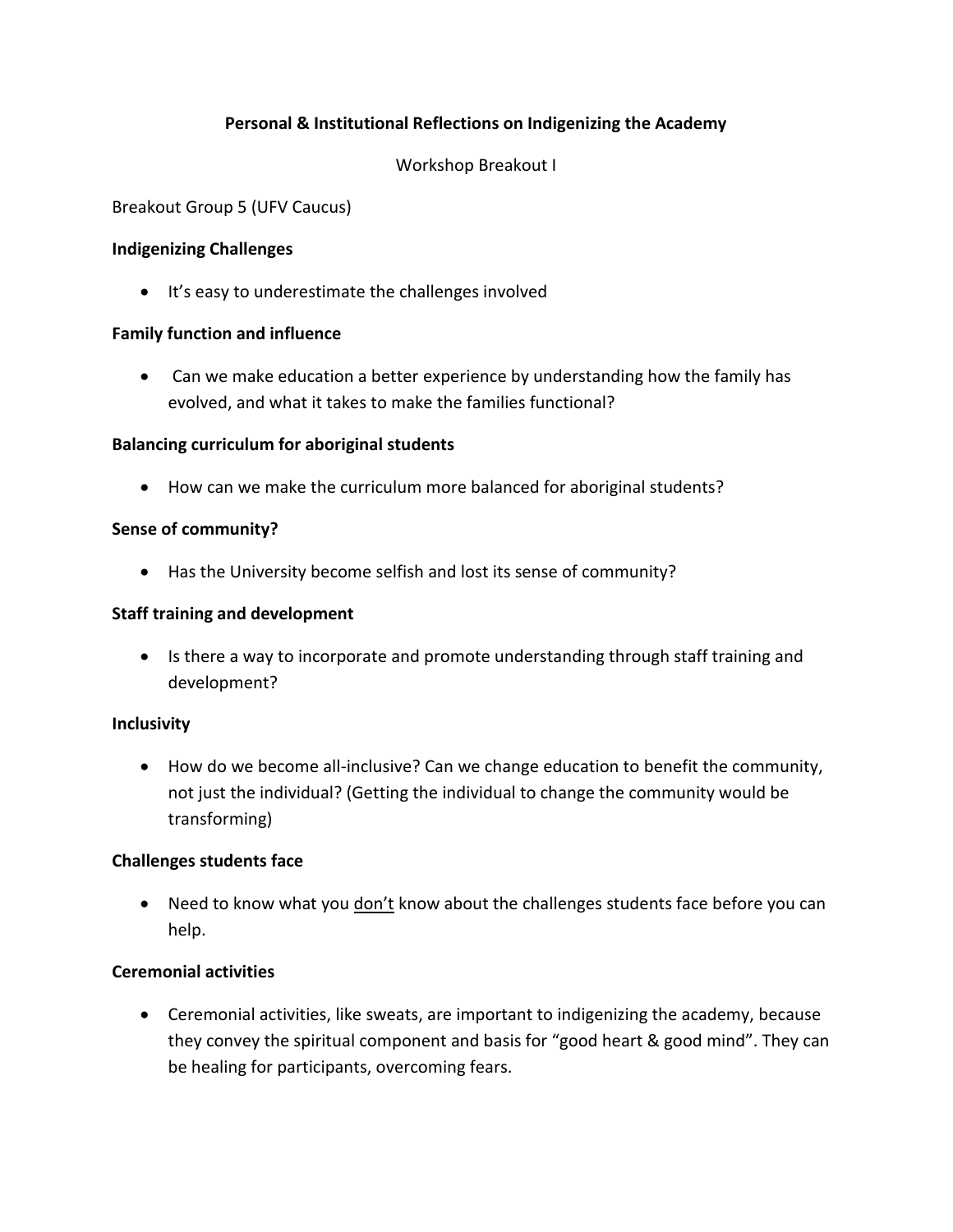# Personal & Institutional Reflections on Indigenizing the Academy

Workshop Breakout I

Breakout Group 5 (UFV Caucus)

**Indigenizing Challenges**

- It's easy to underestimate the challenges involved

**Family function and influence**

- Can we make education a better experience by understanding how the family has evolved, and what it takes to make the families functional?

**Balancing curriculum for aboriginal students**

- How can we make the curriculum more balanced for aboriginal students?

**Sense of community?**

- Has the University become selfish and lost its sense of community?

**Staff training and development**

- Is there a way to incorporate and promote understanding through staff training and development?

**Inclusivity**

- How do we become all-inclusive? Can we change education to benefit the community, not just the individual? (Getting the individual to change the community would be transforming)

**Challenges students face**

- Need to know what you <u>don't</u> know about the challenges students face before you can help.

**Ceremonial activities**

- Ceremonial activities, like sweats, are important to indigenizing the academy, because they convey the spiritual component and basis for "good heart & good mind". They can be healing for participants, overcoming fears.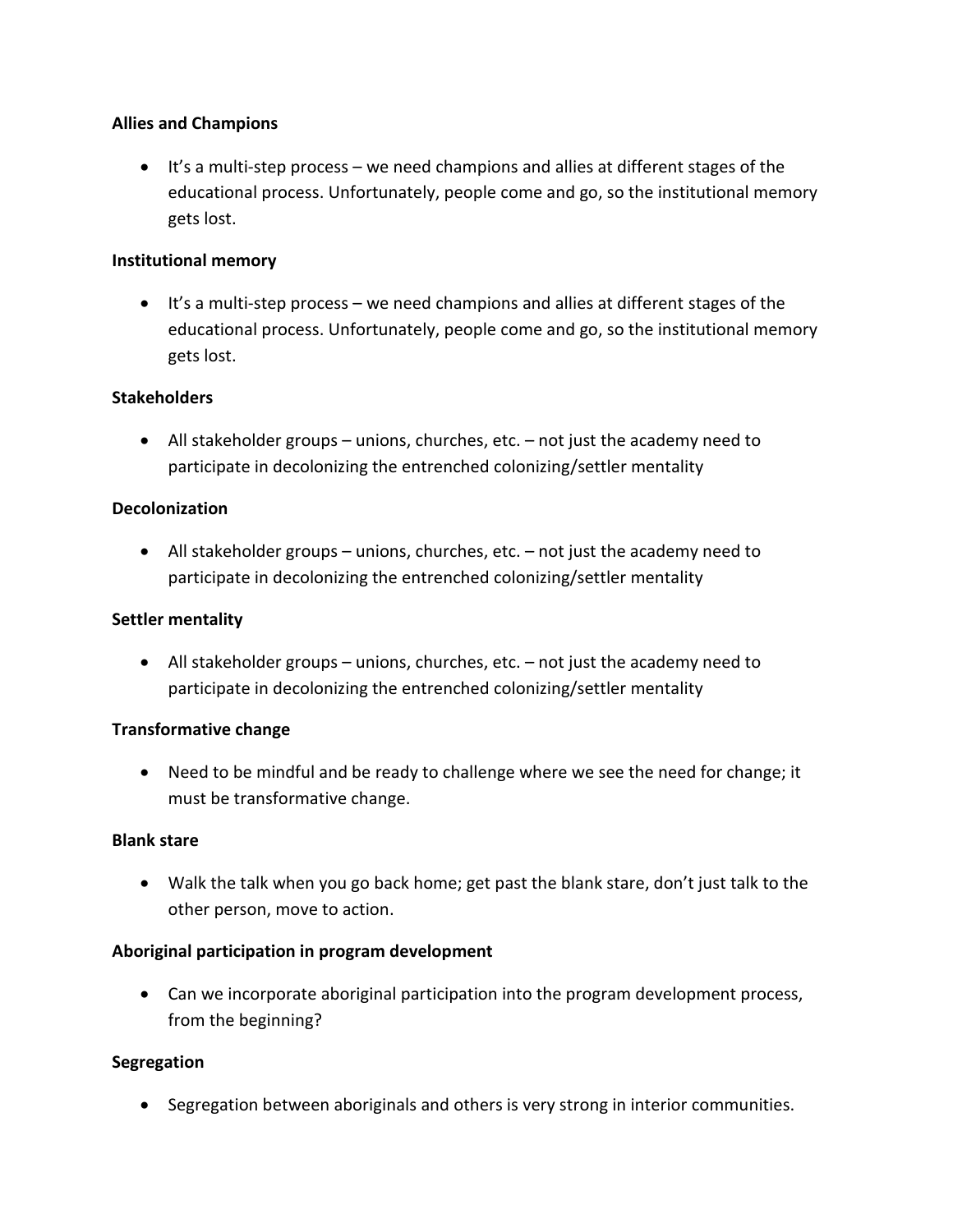**Allies and Champions**

- It's a multi-step process – we need champions and allies at different stages of the educational process. Unfortunately, people come and go, so the institutional memory gets lost.

**Institutional memory**

- It's a multi-step process – we need champions and allies at different stages of the educational process. Unfortunately, people come and go, so the institutional memory gets lost.

**Stakeholders**

- All stakeholder groups – unions, churches, etc. – not just the academy need to participate in decolonizing the entrenched colonizing/settler mentality

**Decolonization**

- All stakeholder groups – unions, churches, etc. – not just the academy need to participate in decolonizing the entrenched colonizing/settler mentality

**Settler mentality**

- All stakeholder groups – unions, churches, etc. – not just the academy need to participate in decolonizing the entrenched colonizing/settler mentality

**Transformative change**

- Need to be mindful and be ready to challenge where we see the need for change; it must be transformative change.

**Blank stare**

- Walk the talk when you go back home; get past the blank stare, don't just talk to the other person, move to action.

**Aboriginal participation in program development**

- Can we incorporate aboriginal participation into the program development process, from the beginning?

**Segregation**

- Segregation between aboriginals and others is very strong in interior communities.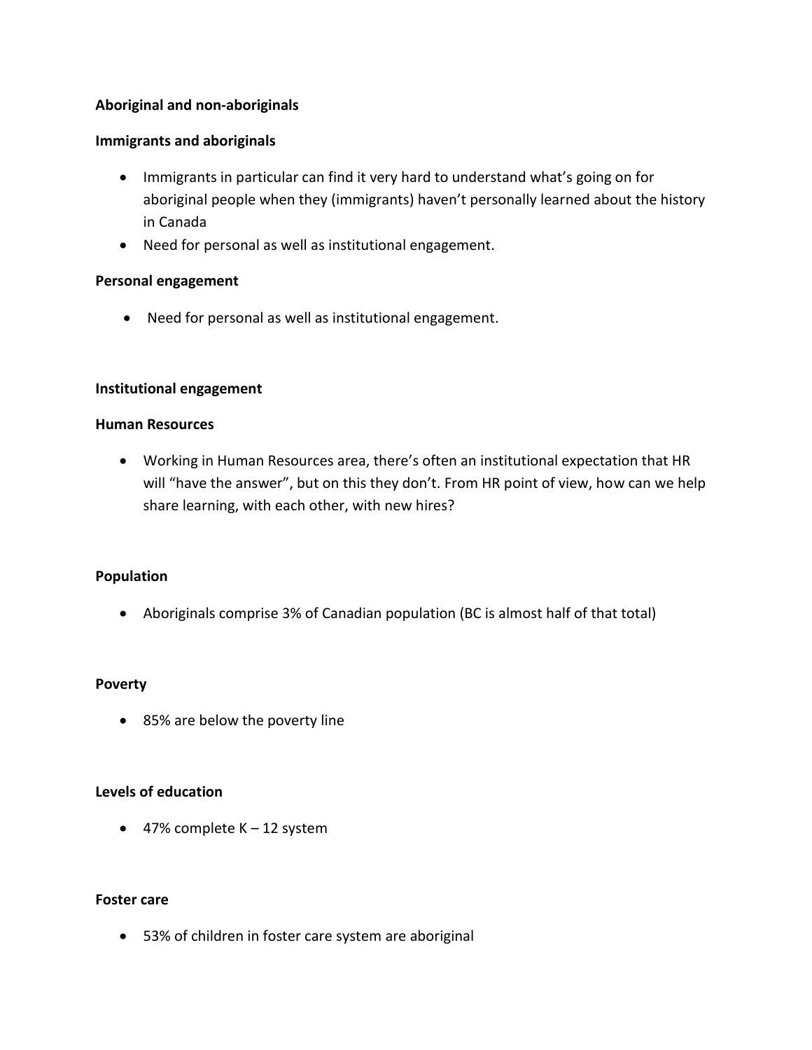**Aboriginal and non-aboriginals**

**Immigrants and aboriginals**

- Immigrants in particular can find it very hard to understand what's going on for aboriginal people when they (immigrants) haven't personally learned about the history in Canada
- Need for personal as well as institutional engagement.

**Personal engagement**

- Need for personal as well as institutional engagement.

**Institutional engagement**

**Human Resources**

- Working in Human Resources area, there's often an institutional expectation that HR will "have the answer", but on this they don't. From HR point of view, how can we help share learning, with each other, with new hires?

**Population**

- Aboriginals comprise 3% of Canadian population (BC is almost half of that total)

**Poverty**

- 85% are below the poverty line

**Levels of education**

- 47% complete K – 12 system

**Foster care**

- 53% of children in foster care system are aboriginal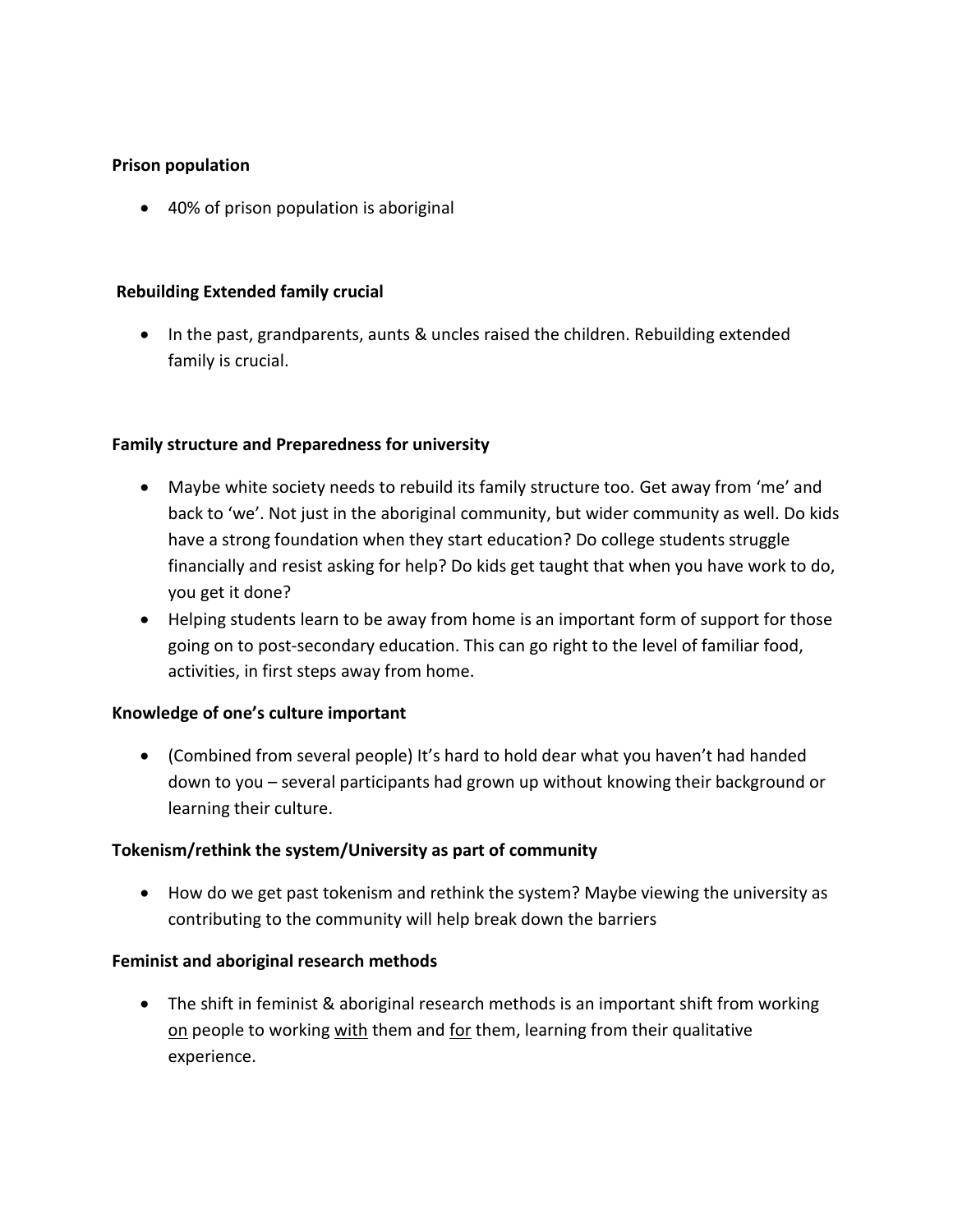**Prison population**

- 40% of prison population is aboriginal

**Rebuilding Extended family crucial**

- In the past, grandparents, aunts & uncles raised the children. Rebuilding extended family is crucial.

**Family structure and Preparedness for university**

- Maybe white society needs to rebuild its family structure too. Get away from 'me' and back to 'we'. Not just in the aboriginal community, but wider community as well. Do kids have a strong foundation when they start education? Do college students struggle financially and resist asking for help? Do kids get taught that when you have work to do, you get it done?
- Helping students learn to be away from home is an important form of support for those going on to post-secondary education. This can go right to the level of familiar food, activities, in first steps away from home.

**Knowledge of one's culture important**

- (Combined from several people) It's hard to hold dear what you haven't had handed down to you – several participants had grown up without knowing their background or learning their culture.

**Tokenism/rethink the system/University as part of community**

- How do we get past tokenism and rethink the system? Maybe viewing the university as contributing to the community will help break down the barriers

**Feminist and aboriginal research methods**

- The shift in feminist & aboriginal research methods is an important shift from working <u>on</u> people to working <u>with</u> them and <u>for</u> them, learning from their qualitative experience.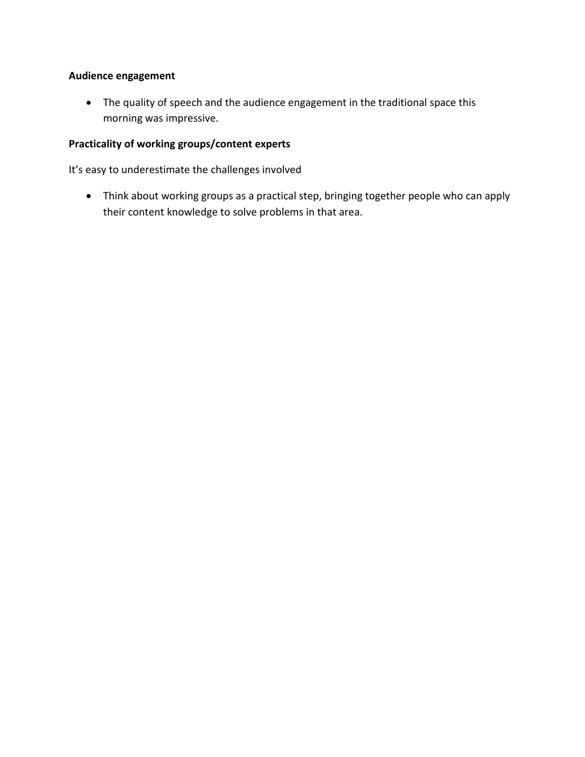**Audience engagement**

- The quality of speech and the audience engagement in the traditional space this morning was impressive.

**Practicality of working groups/content experts**

It's easy to underestimate the challenges involved

- Think about working groups as a practical step, bringing together people who can apply their content knowledge to solve problems in that area.